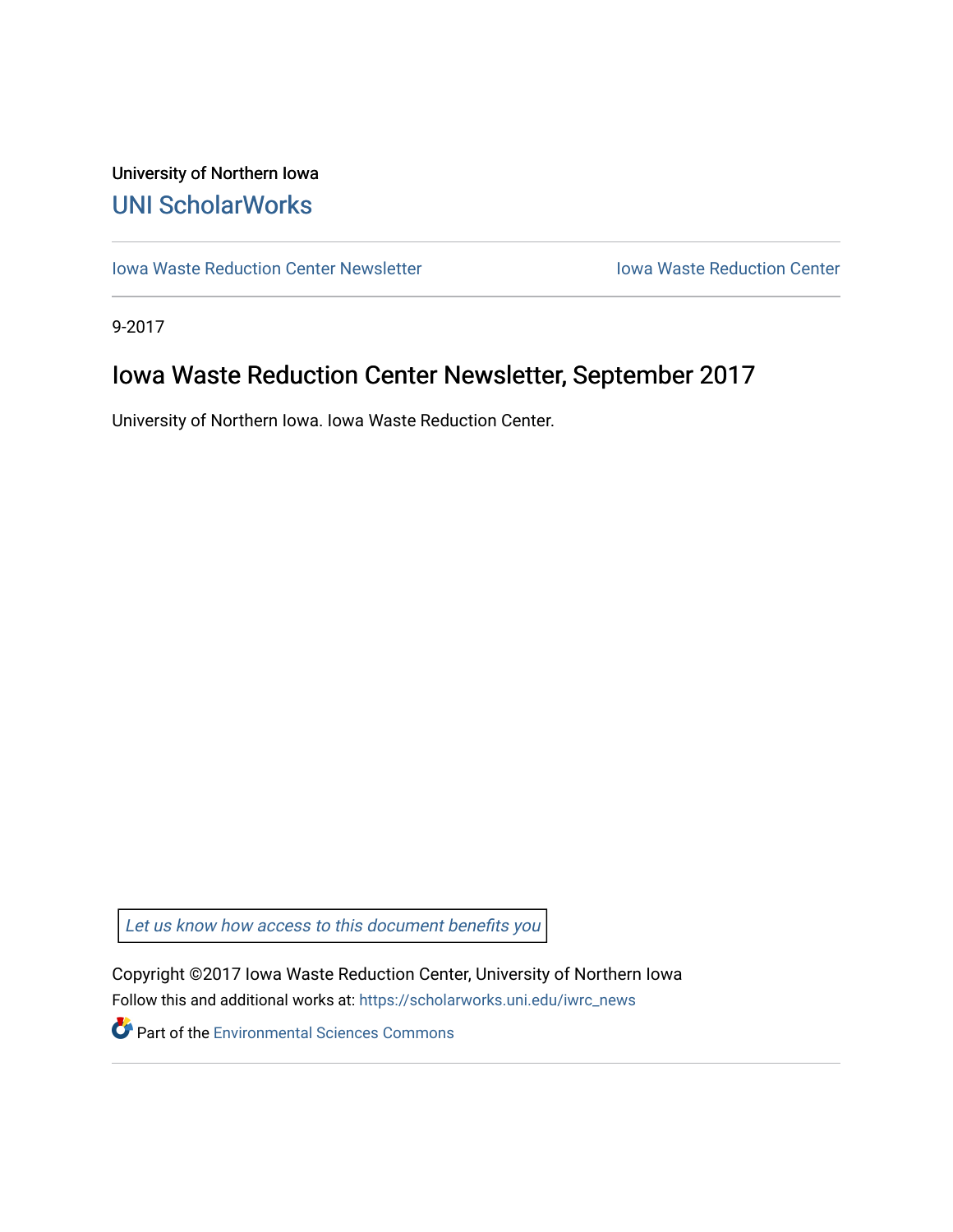University of Northern Iowa

# UNI ScholarWorks

Iowa Waste Reduction Center Newsletter | Iowa Waste Reduction Center

9-2017

## Iowa Waste Reduction Center Newsletter, September 2017

University of Northern Iowa. Iowa Waste Reduction Center.

*Let us know how access to this document benefits you*

Copyright ©2017 Iowa Waste Reduction Center, University of Northern Iowa

Follow this and additional works at: https://scholarworks.uni.edu/iwrc_news

Part of the Environmental Sciences Commons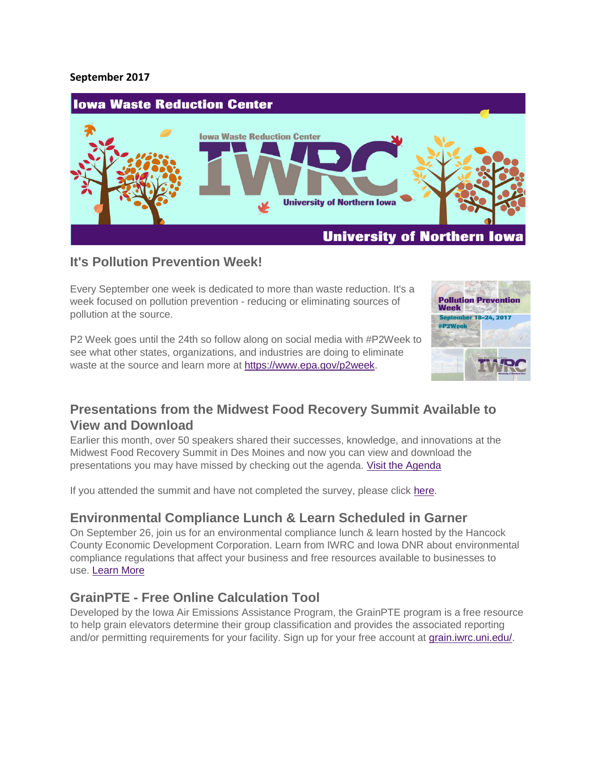**September 2017**

## It's Pollution Prevention Week!

Every September one week is dedicated to more than waste reduction. It's a week focused on pollution prevention - reducing or eliminating sources of pollution at the source.

P2 Week goes until the 24th so follow along on social media with #P2Week to see what other states, organizations, and industries are doing to eliminate waste at the source and learn more at https://www.epa.gov/p2week.

## Presentations from the Midwest Food Recovery Summit Available to View and Download

Earlier this month, over 50 speakers shared their successes, knowledge, and innovations at the Midwest Food Recovery Summit in Des Moines and now you can view and download the presentations you may have missed by checking out the agenda. Visit the Agenda

If you attended the summit and have not completed the survey, please click here.

## Environmental Compliance Lunch & Learn Scheduled in Garner

On September 26, join us for an environmental compliance lunch & learn hosted by the Hancock County Economic Development Corporation. Learn from IWRC and Iowa DNR about environmental compliance regulations that affect your business and free resources available to businesses to use. Learn More

## GrainPTE - Free Online Calculation Tool

Developed by the Iowa Air Emissions Assistance Program, the GrainPTE program is a free resource to help grain elevators determine their group classification and provides the associated reporting and/or permitting requirements for your facility. Sign up for your free account at grain.iwrc.uni.edu/.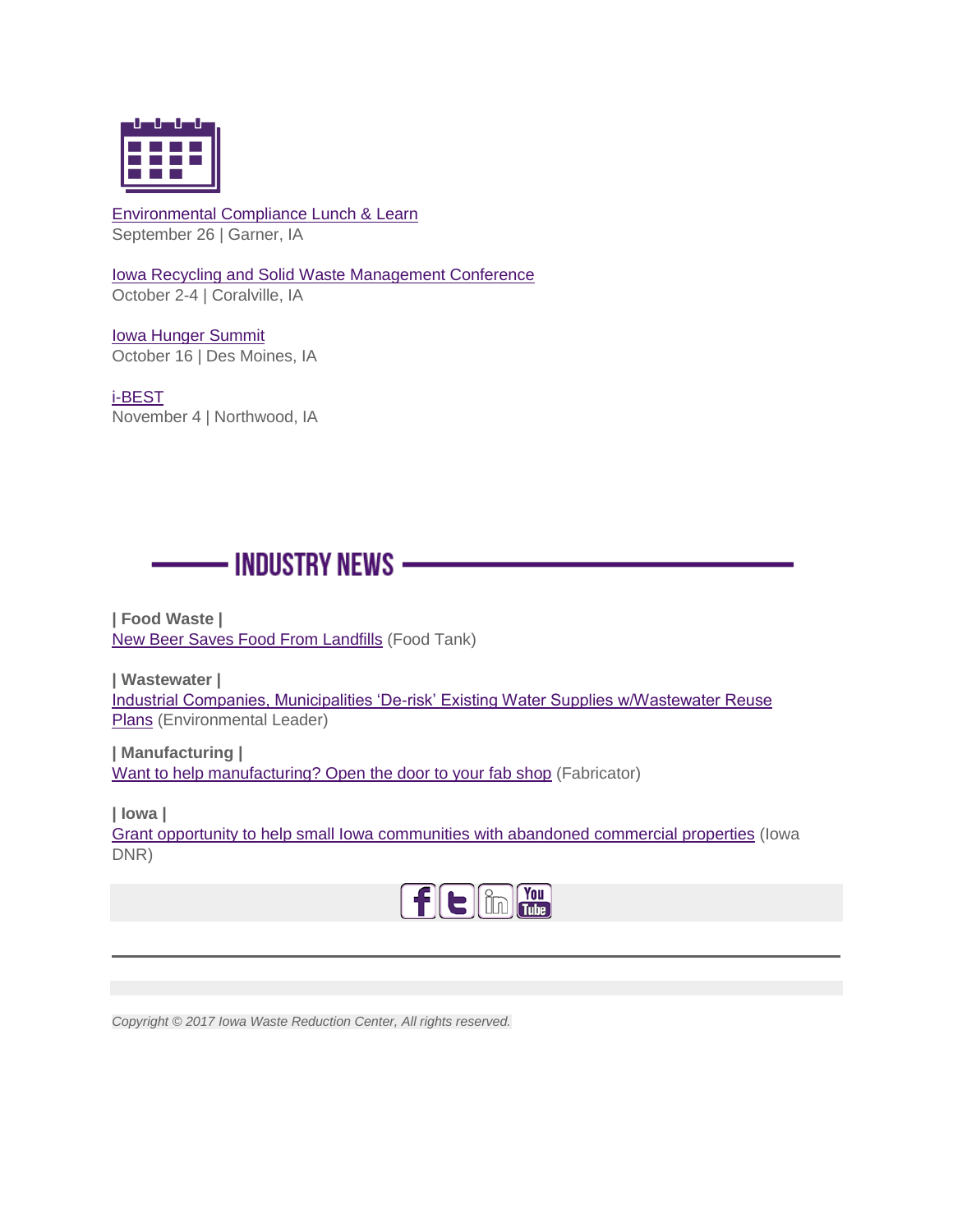Environmental Compliance Lunch & Learn
September 26 | Garner, IA

Iowa Recycling and Solid Waste Management Conference
October 2-4 | Coralville, IA

Iowa Hunger Summit
October 16 | Des Moines, IA

i-BEST
November 4 | Northwood, IA

## INDUSTRY NEWS

**| Food Waste |**
New Beer Saves Food From Landfills (Food Tank)

**| Wastewater |**
Industrial Companies, Municipalities 'De-risk' Existing Water Supplies w/Wastewater Reuse Plans (Environmental Leader)

**| Manufacturing |**
Want to help manufacturing? Open the door to your fab shop (Fabricator)

**| Iowa |**
Grant opportunity to help small Iowa communities with abandoned commercial properties (Iowa DNR)

*Copyright © 2017 Iowa Waste Reduction Center, All rights reserved.*